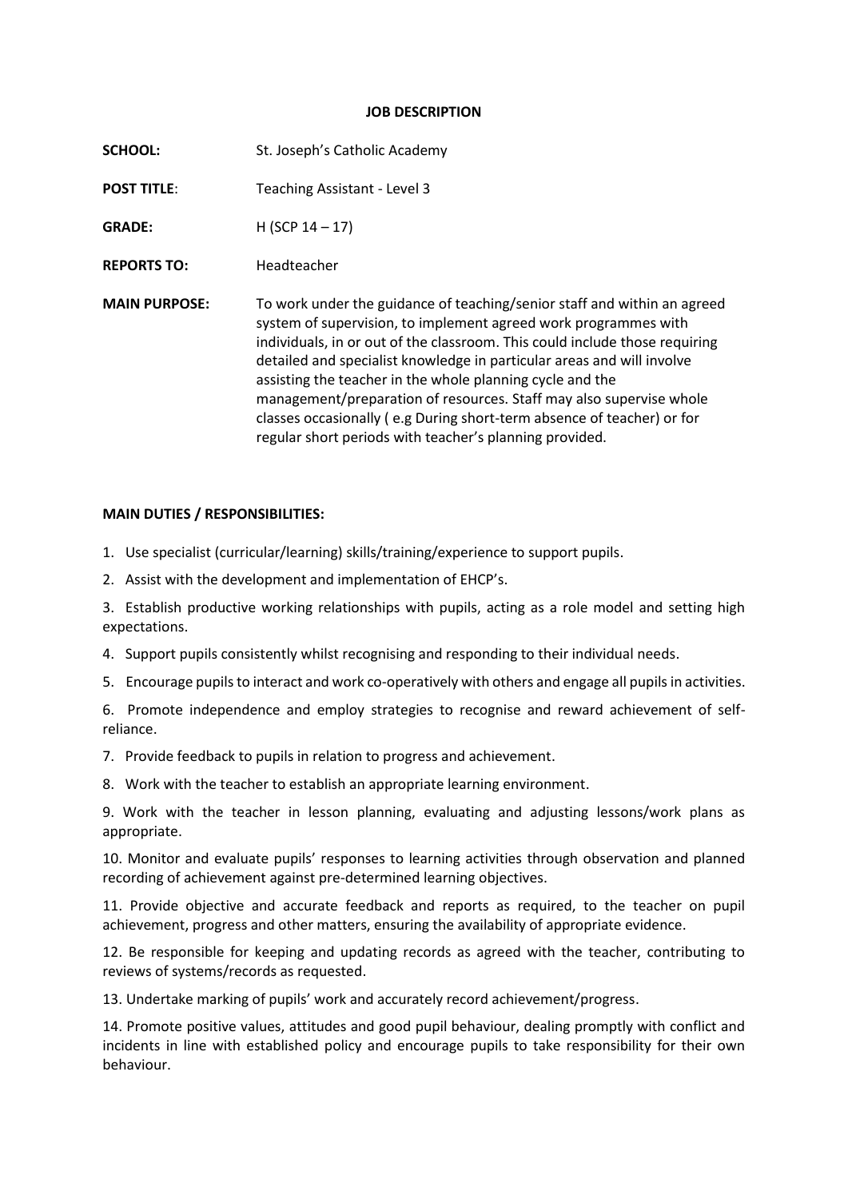# JOB DESCRIPTION

**SCHOOL:** St. Joseph's Catholic Academy

**POST TITLE**: Teaching Assistant - Level 3

**GRADE:** H (SCP 14 – 17)

**REPORTS TO:** Headteacher

**MAIN PURPOSE:** To work under the guidance of teaching/senior staff and within an agreed system of supervision, to implement agreed work programmes with individuals, in or out of the classroom. This could include those requiring detailed and specialist knowledge in particular areas and will involve assisting the teacher in the whole planning cycle and the management/preparation of resources. Staff may also supervise whole classes occasionally ( e.g During short-term absence of teacher) or for regular short periods with teacher's planning provided.

**MAIN DUTIES / RESPONSIBILITIES:**

1. Use specialist (curricular/learning) skills/training/experience to support pupils.
2. Assist with the development and implementation of EHCP's.
3. Establish productive working relationships with pupils, acting as a role model and setting high expectations.
4. Support pupils consistently whilst recognising and responding to their individual needs.
5. Encourage pupils to interact and work co-operatively with others and engage all pupils in activities.
6. Promote independence and employ strategies to recognise and reward achievement of self-reliance.
7. Provide feedback to pupils in relation to progress and achievement.
8. Work with the teacher to establish an appropriate learning environment.
9. Work with the teacher in lesson planning, evaluating and adjusting lessons/work plans as appropriate.
10. Monitor and evaluate pupils' responses to learning activities through observation and planned recording of achievement against pre-determined learning objectives.
11. Provide objective and accurate feedback and reports as required, to the teacher on pupil achievement, progress and other matters, ensuring the availability of appropriate evidence.
12. Be responsible for keeping and updating records as agreed with the teacher, contributing to reviews of systems/records as requested.
13. Undertake marking of pupils' work and accurately record achievement/progress.
14. Promote positive values, attitudes and good pupil behaviour, dealing promptly with conflict and incidents in line with established policy and encourage pupils to take responsibility for their own behaviour.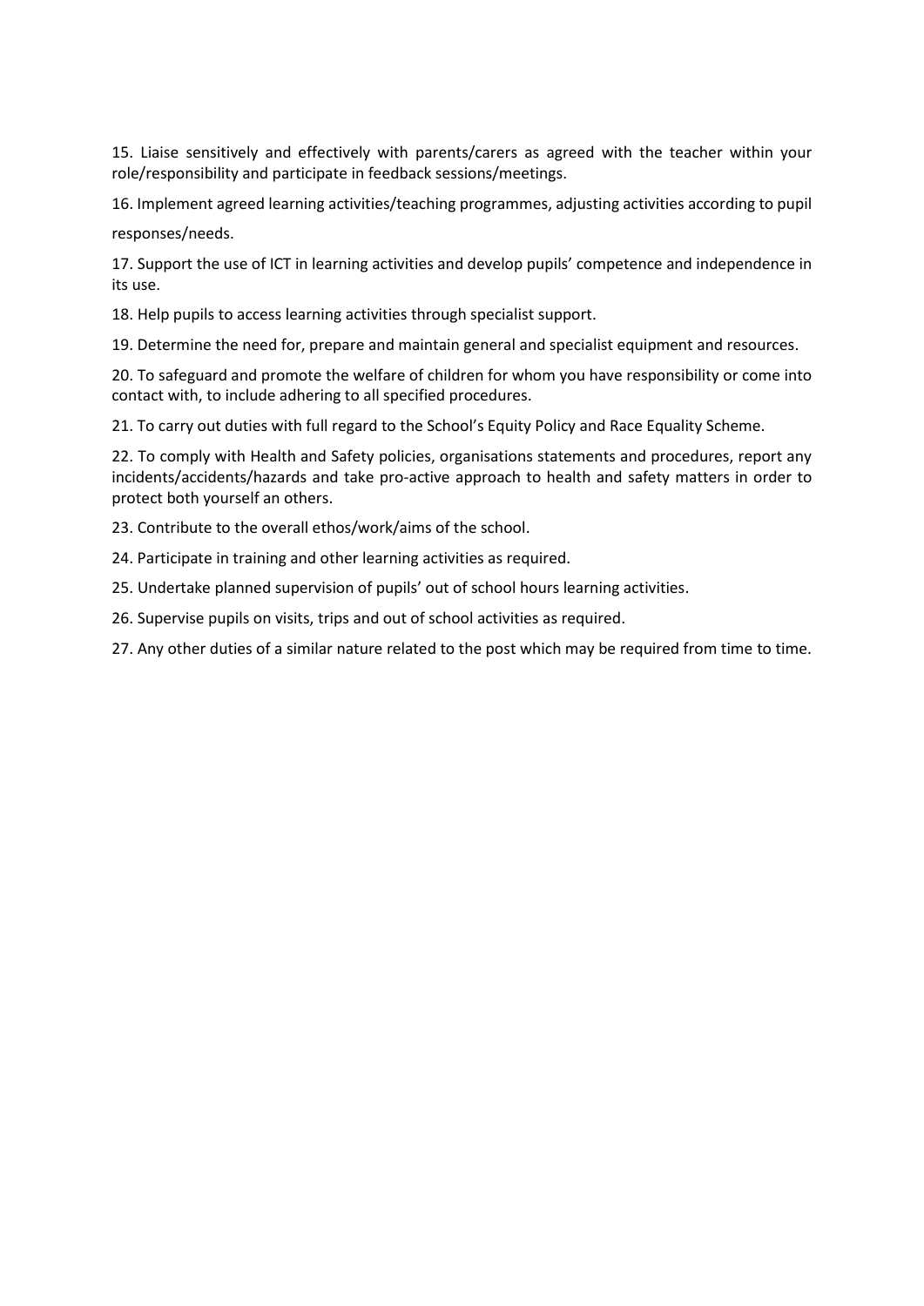15. Liaise sensitively and effectively with parents/carers as agreed with the teacher within your role/responsibility and participate in feedback sessions/meetings.

16. Implement agreed learning activities/teaching programmes, adjusting activities according to pupil responses/needs.

17. Support the use of ICT in learning activities and develop pupils' competence and independence in its use.

18. Help pupils to access learning activities through specialist support.

19. Determine the need for, prepare and maintain general and specialist equipment and resources.

20. To safeguard and promote the welfare of children for whom you have responsibility or come into contact with, to include adhering to all specified procedures.

21. To carry out duties with full regard to the School's Equity Policy and Race Equality Scheme.

22. To comply with Health and Safety policies, organisations statements and procedures, report any incidents/accidents/hazards and take pro-active approach to health and safety matters in order to protect both yourself an others.

23. Contribute to the overall ethos/work/aims of the school.

24. Participate in training and other learning activities as required.

25. Undertake planned supervision of pupils' out of school hours learning activities.

26. Supervise pupils on visits, trips and out of school activities as required.

27. Any other duties of a similar nature related to the post which may be required from time to time.